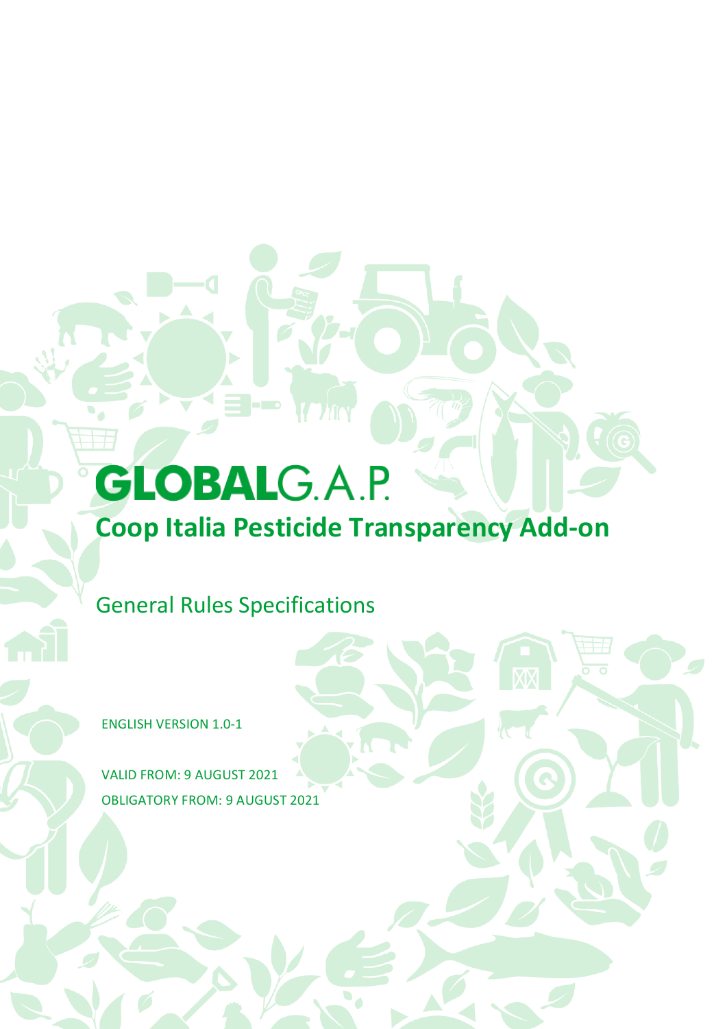# GLOBALG.A.P.

## Coop Italia Pesticide Transparency Add-on

General Rules Specifications

ENGLISH VERSION 1.0-1

VALID FROM: 9 AUGUST 2021

OBLIGATORY FROM: 9 AUGUST 2021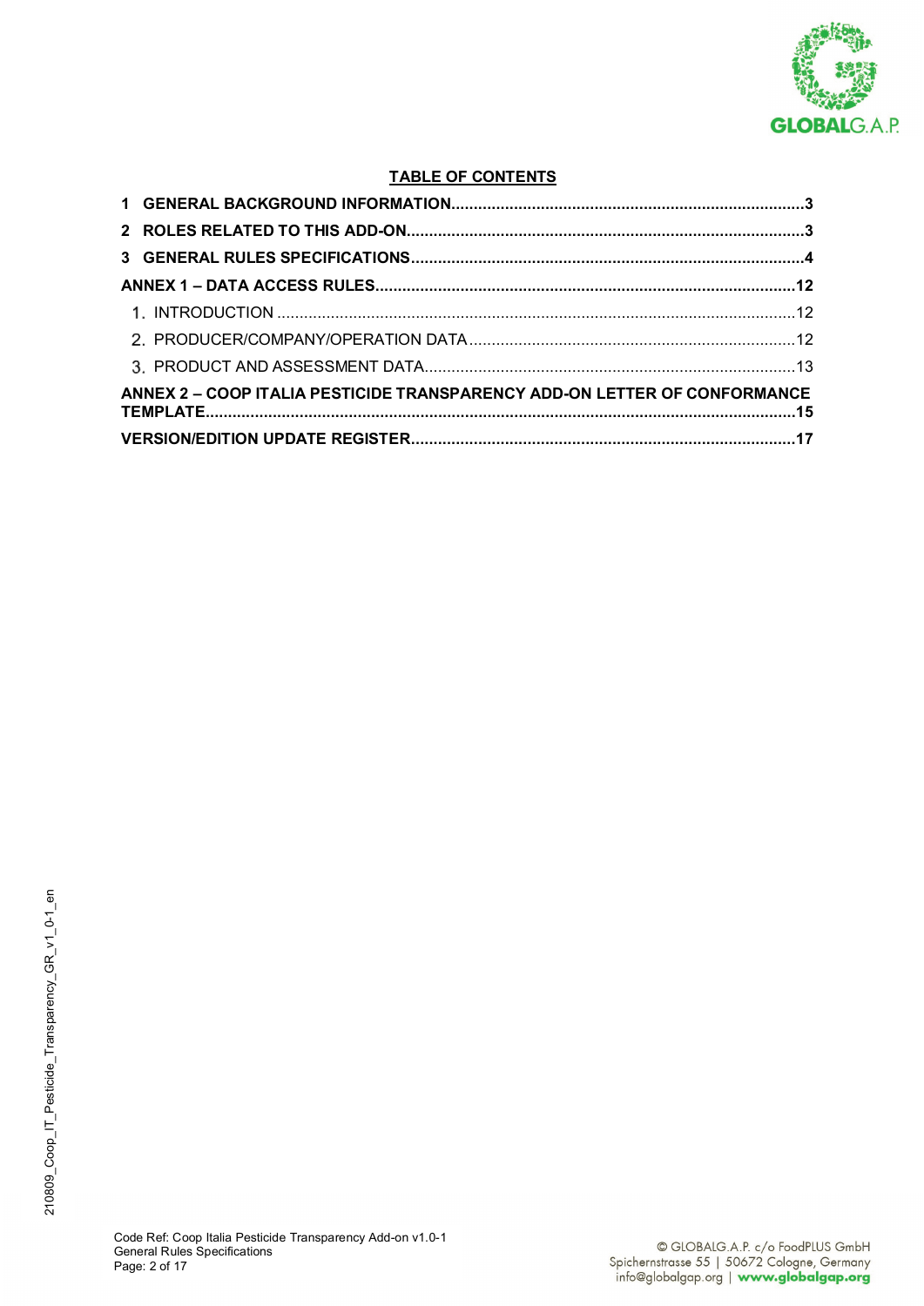## TABLE OF CONTENTS

**1 GENERAL BACKGROUND INFORMATION** .......... **3**

**2 ROLES RELATED TO THIS ADD-ON** .......... **3**

**3 GENERAL RULES SPECIFICATIONS** .......... **4**

**ANNEX 1 – DATA ACCESS RULES** .......... **12**

1. INTRODUCTION .......... 12
2. PRODUCER/COMPANY/OPERATION DATA .......... 12
3. PRODUCT AND ASSESSMENT DATA .......... 13

**ANNEX 2 – COOP ITALIA PESTICIDE TRANSPARENCY ADD-ON LETTER OF CONFORMANCE TEMPLATE** .......... **15**

**VERSION/EDITION UPDATE REGISTER** .......... **17**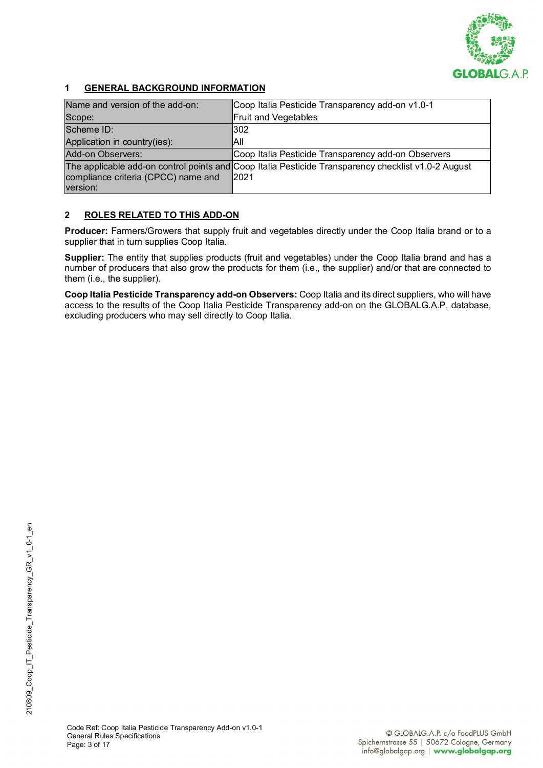## 1 GENERAL BACKGROUND INFORMATION

| | |
|---|---|
| Name and version of the add-on: | Coop Italia Pesticide Transparency add-on v1.0-1 |
| Scope: | Fruit and Vegetables |
| Scheme ID: | 302 |
| Application in country(ies): | All |
| Add-on Observers: | Coop Italia Pesticide Transparency add-on Observers |
| The applicable add-on control points and compliance criteria (CPCC) name and version: | Coop Italia Pesticide Transparency checklist v1.0-2 August 2021 |

## 2 ROLES RELATED TO THIS ADD-ON

**Producer:** Farmers/Growers that supply fruit and vegetables directly under the Coop Italia brand or to a supplier that in turn supplies Coop Italia.

**Supplier:** The entity that supplies products (fruit and vegetables) under the Coop Italia brand and has a number of producers that also grow the products for them (i.e., the supplier) and/or that are connected to them (i.e., the supplier).

**Coop Italia Pesticide Transparency add-on Observers:** Coop Italia and its direct suppliers, who will have access to the results of the Coop Italia Pesticide Transparency add-on on the GLOBALG.A.P. database, excluding producers who may sell directly to Coop Italia.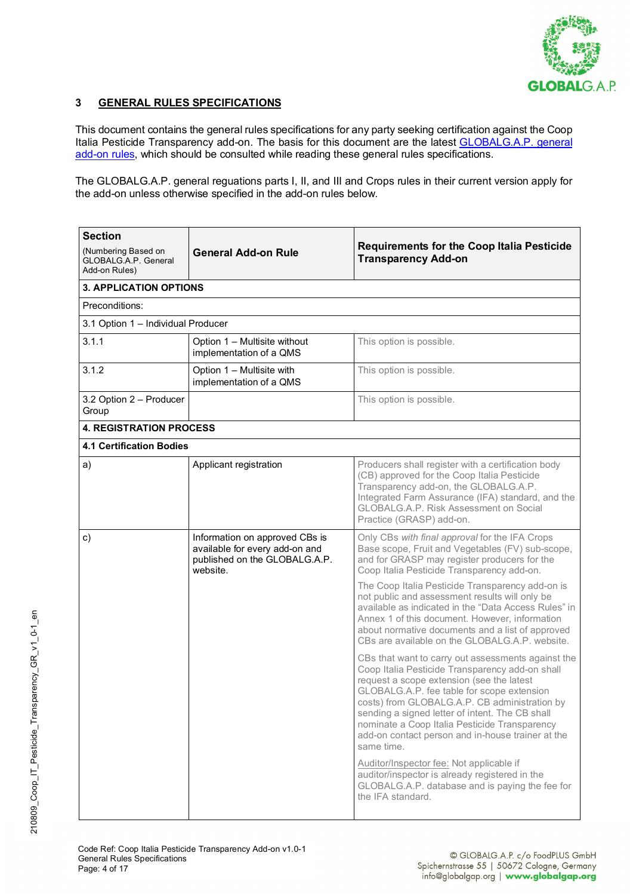## 3 GENERAL RULES SPECIFICATIONS

This document contains the general rules specifications for any party seeking certification against the Coop Italia Pesticide Transparency add-on. The basis for this document are the latest GLOBALG.A.P. general add-on rules, which should be consulted while reading these general rules specifications.

The GLOBALG.A.P. general reguations parts I, II, and III and Crops rules in their current version apply for the add-on unless otherwise specified in the add-on rules below.

| **Section** (Numbering Based on GLOBALG.A.P. General Add-on Rules) | **General Add-on Rule** | **Requirements for the Coop Italia Pesticide Transparency Add-on** |
|---|---|---|
| **3. APPLICATION OPTIONS** | | |
| Preconditions: | | |
| 3.1 Option 1 – Individual Producer | | |
| 3.1.1 | Option 1 – Multisite without implementation of a QMS | This option is possible. |
| 3.1.2 | Option 1 – Multisite with implementation of a QMS | This option is possible. |
| 3.2 Option 2 – Producer Group | | This option is possible. |
| **4. REGISTRATION PROCESS** | | |
| **4.1 Certification Bodies** | | |
| a) | Applicant registration | Producers shall register with a certification body (CB) approved for the Coop Italia Pesticide Transparency add-on, the GLOBALG.A.P. Integrated Farm Assurance (IFA) standard, and the GLOBALG.A.P. Risk Assessment on Social Practice (GRASP) add-on. |
| c) | Information on approved CBs is available for every add-on and published on the GLOBALG.A.P. website. | Only CBs *with final approval* for the IFA Crops Base scope, Fruit and Vegetables (FV) sub-scope, and for GRASP may register producers for the Coop Italia Pesticide Transparency add-on.<br><br>The Coop Italia Pesticide Transparency add-on is not public and assessment results will only be available as indicated in the "Data Access Rules" in Annex 1 of this document. However, information about normative documents and a list of approved CBs are available on the GLOBALG.A.P. website.<br><br>CBs that want to carry out assessments against the Coop Italia Pesticide Transparency add-on shall request a scope extension (see the latest GLOBALG.A.P. fee table for scope extension costs) from GLOBALG.A.P. CB administration by sending a signed letter of intent. The CB shall nominate a Coop Italia Pesticide Transparency add-on contact person and in-house trainer at the same time.<br><br>Auditor/Inspector fee: Not applicable if auditor/inspector is already registered in the GLOBALG.A.P. database and is paying the fee for the IFA standard. |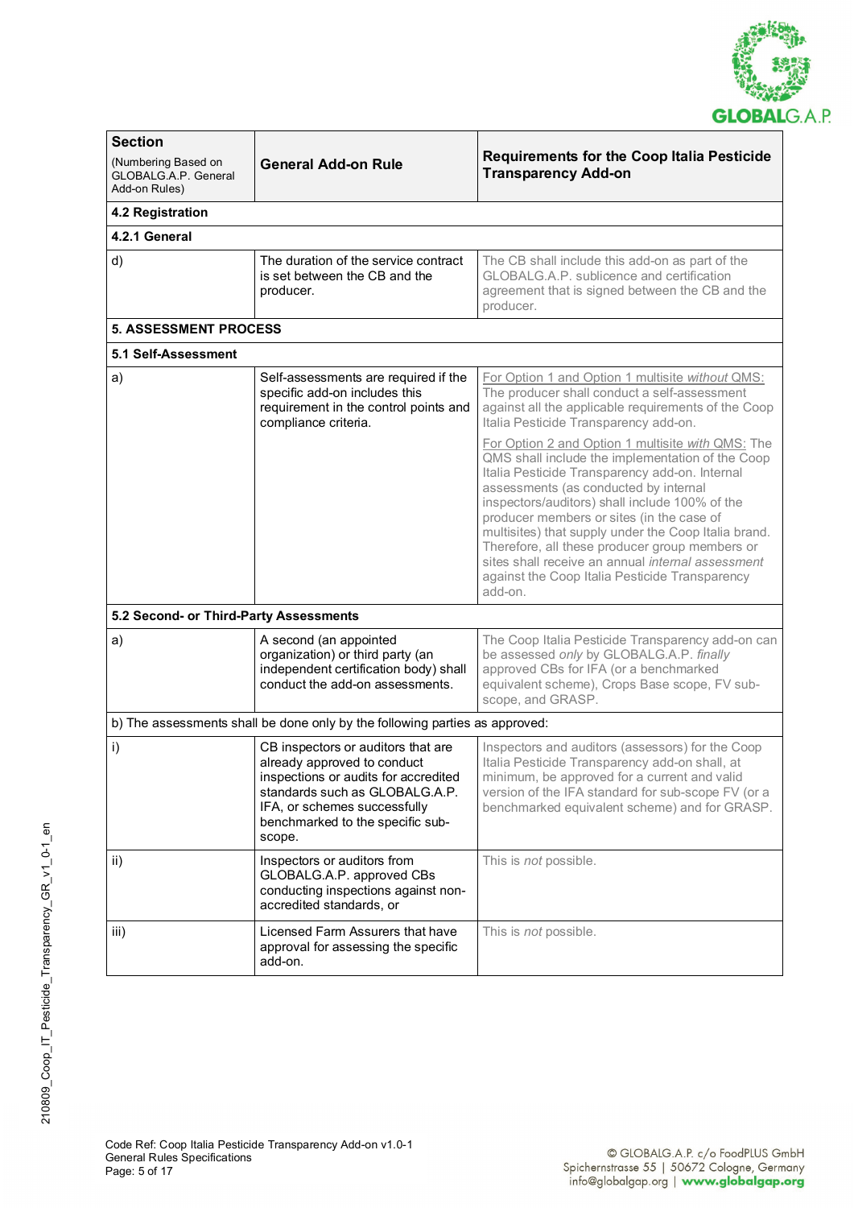| **Section** (Numbering Based on GLOBALG.A.P. General Add-on Rules) | **General Add-on Rule** | **Requirements for the Coop Italia Pesticide Transparency Add-on** |
|---|---|---|
| **4.2 Registration** | | |
| **4.2.1 General** | | |
| d) | The duration of the service contract is set between the CB and the producer. | The CB shall include this add-on as part of the GLOBALG.A.P. sublicence and certification agreement that is signed between the CB and the producer. |
| **5. ASSESSMENT PROCESS** | | |
| **5.1 Self-Assessment** | | |
| a) | Self-assessments are required if the specific add-on includes this requirement in the control points and compliance criteria. | For Option 1 and Option 1 multisite *without* QMS: The producer shall conduct a self-assessment against all the applicable requirements of the Coop Italia Pesticide Transparency add-on.<br><br>For Option 2 and Option 1 multisite *with* QMS: The QMS shall include the implementation of the Coop Italia Pesticide Transparency add-on. Internal assessments (as conducted by internal inspectors/auditors) shall include 100% of the producer members or sites (in the case of multisites) that supply under the Coop Italia brand. Therefore, all these producer group members or sites shall receive an annual *internal assessment* against the Coop Italia Pesticide Transparency add-on. |
| **5.2 Second- or Third-Party Assessments** | | |
| a) | A second (an appointed organization) or third party (an independent certification body) shall conduct the add-on assessments. | The Coop Italia Pesticide Transparency add-on can be assessed *only* by GLOBALG.A.P. *finally* approved CBs for IFA (or a benchmarked equivalent scheme), Crops Base scope, FV sub-scope, and GRASP. |
| b) The assessments shall be done only by the following parties as approved: | | |
| i) | CB inspectors or auditors that are already approved to conduct inspections or audits for accredited standards such as GLOBALG.A.P. IFA, or schemes successfully benchmarked to the specific sub-scope. | Inspectors and auditors (assessors) for the Coop Italia Pesticide Transparency add-on shall, at minimum, be approved for a current and valid version of the IFA standard for sub-scope FV (or a benchmarked equivalent scheme) and for GRASP. |
| ii) | Inspectors or auditors from GLOBALG.A.P. approved CBs conducting inspections against non-accredited standards, or | This is *not* possible. |
| iii) | Licensed Farm Assurers that have approval for assessing the specific add-on. | This is *not* possible. |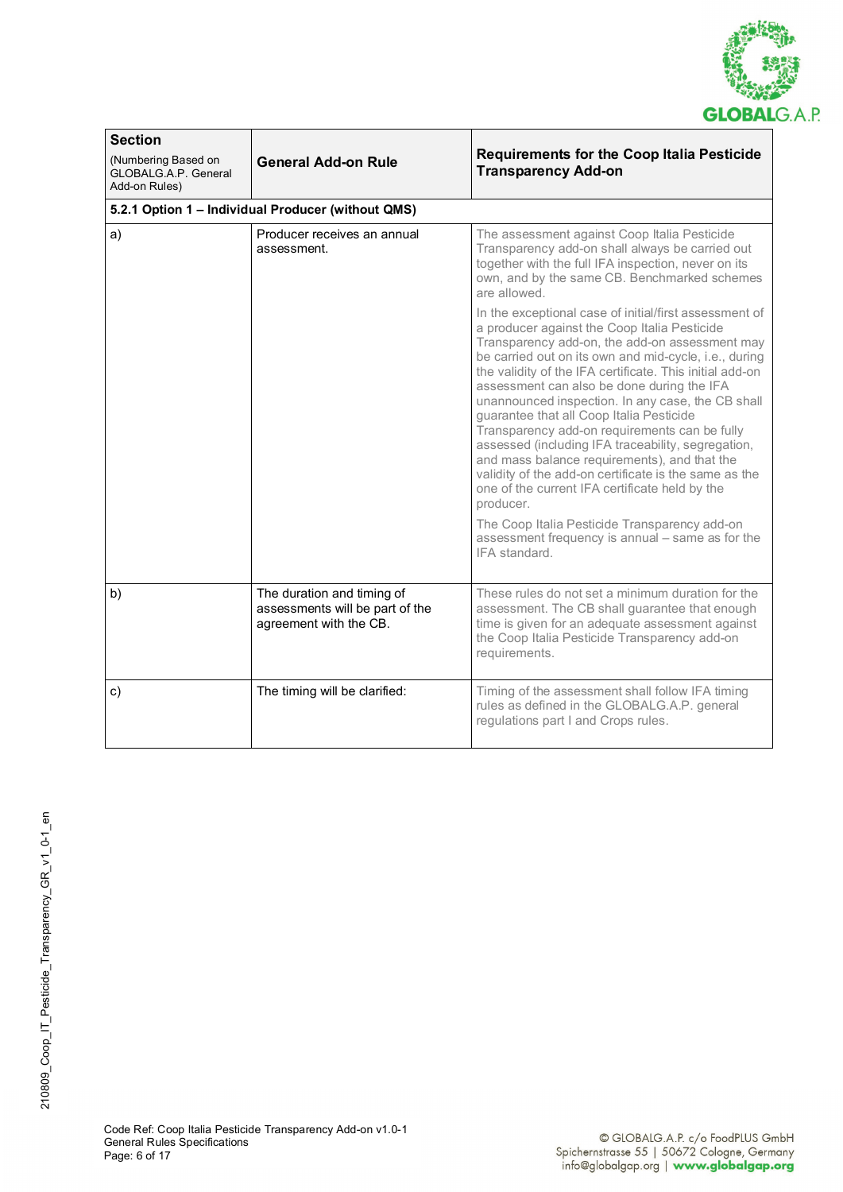| **Section**<br>(Numbering Based on GLOBALG.A.P. General Add-on Rules) | **General Add-on Rule** | **Requirements for the Coop Italia Pesticide Transparency Add-on** |
|---|---|---|
| **5.2.1 Option 1 – Individual Producer (without QMS)** | | |
| a) | Producer receives an annual assessment. | The assessment against Coop Italia Pesticide Transparency add-on shall always be carried out together with the full IFA inspection, never on its own, and by the same CB. Benchmarked schemes are allowed.<br><br>In the exceptional case of initial/first assessment of a producer against the Coop Italia Pesticide Transparency add-on, the add-on assessment may be carried out on its own and mid-cycle, i.e., during the validity of the IFA certificate. This initial add-on assessment can also be done during the IFA unannounced inspection. In any case, the CB shall guarantee that all Coop Italia Pesticide Transparency add-on requirements can be fully assessed (including IFA traceability, segregation, and mass balance requirements), and that the validity of the add-on certificate is the same as the one of the current IFA certificate held by the producer.<br><br>The Coop Italia Pesticide Transparency add-on assessment frequency is annual – same as for the IFA standard. |
| b) | The duration and timing of assessments will be part of the agreement with the CB. | These rules do not set a minimum duration for the assessment. The CB shall guarantee that enough time is given for an adequate assessment against the Coop Italia Pesticide Transparency add-on requirements. |
| c) | The timing will be clarified: | Timing of the assessment shall follow IFA timing rules as defined in the GLOBALG.A.P. general regulations part I and Crops rules. |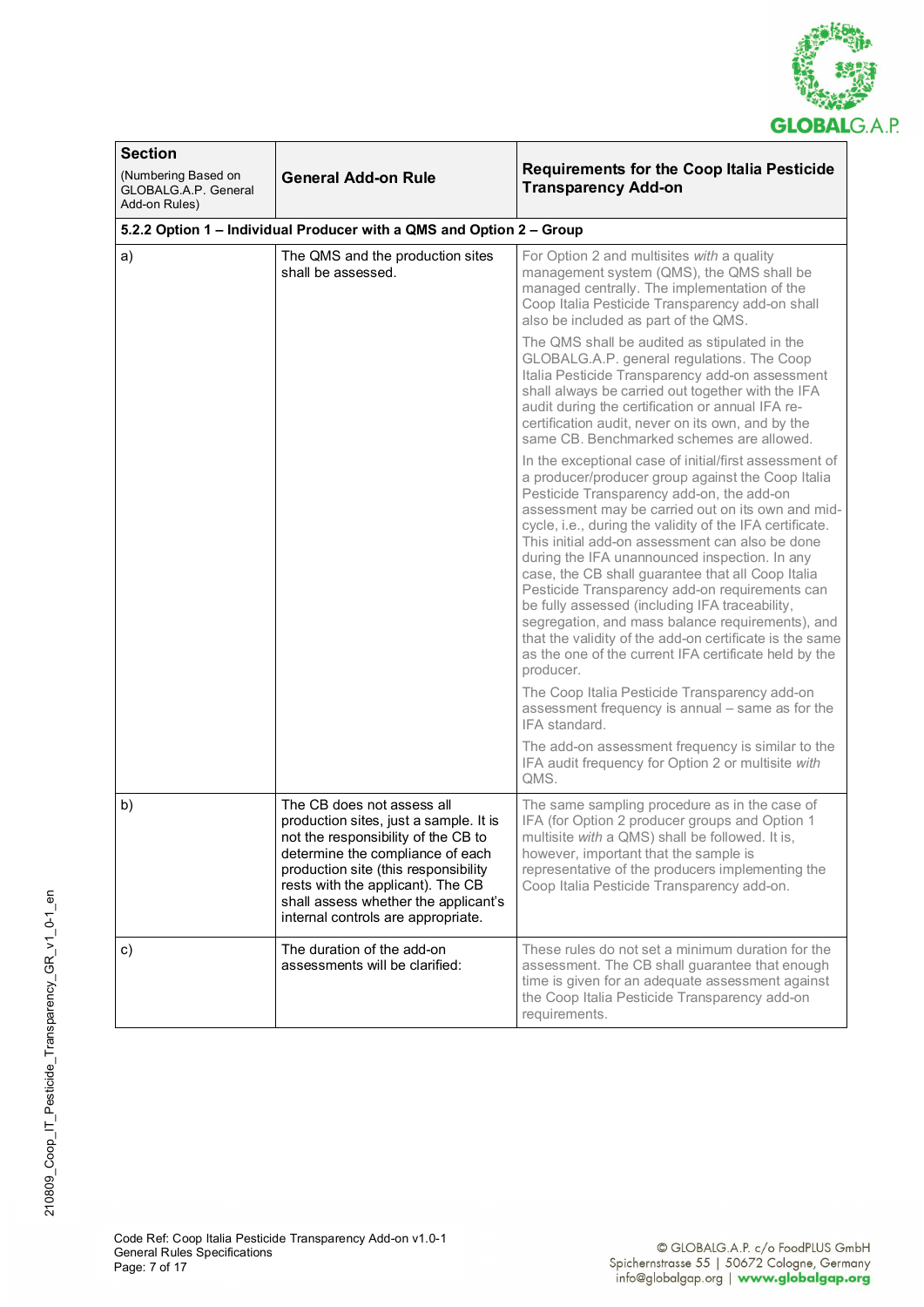| **Section** (Numbering Based on GLOBALG.A.P. General Add-on Rules) | **General Add-on Rule** | **Requirements for the Coop Italia Pesticide Transparency Add-on** |
|---|---|---|
| **5.2.2 Option 1 – Individual Producer with a QMS and Option 2 – Group** | | |
| a) | The QMS and the production sites shall be assessed. | For Option 2 and multisites *with* a quality management system (QMS), the QMS shall be managed centrally. The implementation of the Coop Italia Pesticide Transparency add-on shall also be included as part of the QMS.<br><br>The QMS shall be audited as stipulated in the GLOBALG.A.P. general regulations. The Coop Italia Pesticide Transparency add-on assessment shall always be carried out together with the IFA audit during the certification or annual IFA re-certification audit, never on its own, and by the same CB. Benchmarked schemes are allowed.<br><br>In the exceptional case of initial/first assessment of a producer/producer group against the Coop Italia Pesticide Transparency add-on, the add-on assessment may be carried out on its own and mid-cycle, i.e., during the validity of the IFA certificate. This initial add-on assessment can also be done during the IFA unannounced inspection. In any case, the CB shall guarantee that all Coop Italia Pesticide Transparency add-on requirements can be fully assessed (including IFA traceability, segregation, and mass balance requirements), and that the validity of the add-on certificate is the same as the one of the current IFA certificate held by the producer.<br><br>The Coop Italia Pesticide Transparency add-on assessment frequency is annual – same as for the IFA standard.<br><br>The add-on assessment frequency is similar to the IFA audit frequency for Option 2 or multisite *with* QMS. |
| b) | The CB does not assess all production sites, just a sample. It is not the responsibility of the CB to determine the compliance of each production site (this responsibility rests with the applicant). The CB shall assess whether the applicant's internal controls are appropriate. | The same sampling procedure as in the case of IFA (for Option 2 producer groups and Option 1 multisite *with* a QMS) shall be followed. It is, however, important that the sample is representative of the producers implementing the Coop Italia Pesticide Transparency add-on. |
| c) | The duration of the add-on assessments will be clarified: | These rules do not set a minimum duration for the assessment. The CB shall guarantee that enough time is given for an adequate assessment against the Coop Italia Pesticide Transparency add-on requirements. |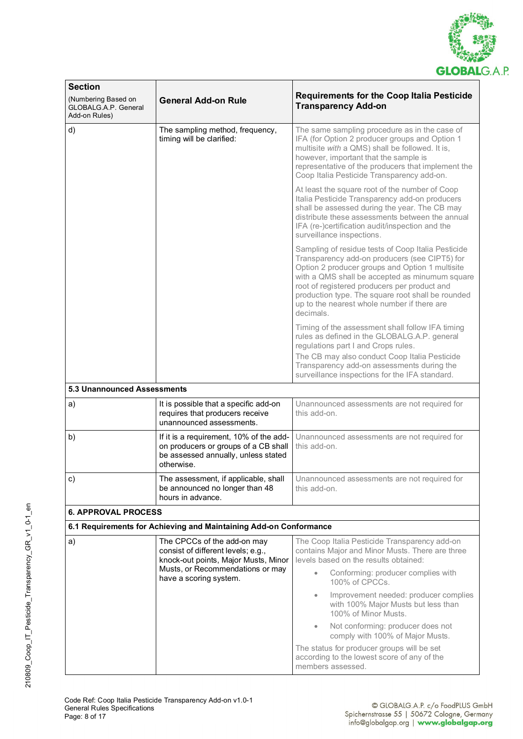| **Section** (Numbering Based on GLOBALG.A.P. General Add-on Rules) | **General Add-on Rule** | **Requirements for the Coop Italia Pesticide Transparency Add-on** |
|---|---|---|
| d) | The sampling method, frequency, timing will be clarified: | The same sampling procedure as in the case of IFA (for Option 2 producer groups and Option 1 multisite *with* a QMS) shall be followed. It is, however, important that the sample is representative of the producers that implement the Coop Italia Pesticide Transparency add-on.<br><br>At least the square root of the number of Coop Italia Pesticide Transparency add-on producers shall be assessed during the year. The CB may distribute these assessments between the annual IFA (re-)certification audit/inspection and the surveillance inspections.<br><br>Sampling of residue tests of Coop Italia Pesticide Transparency add-on producers (see CIPT5) for Option 2 producer groups and Option 1 multisite with a QMS shall be accepted as minumum square root of registered producers per product and production type. The square root shall be rounded up to the nearest whole number if there are decimals.<br><br>Timing of the assessment shall follow IFA timing rules as defined in the GLOBALG.A.P. general regulations part I and Crops rules.<br>The CB may also conduct Coop Italia Pesticide Transparency add-on assessments during the surveillance inspections for the IFA standard. |
| **5.3 Unannounced Assessments** | | |
| a) | It is possible that a specific add-on requires that producers receive unannounced assessments. | Unannounced assessments are not required for this add-on. |
| b) | If it is a requirement, 10% of the add-on producers or groups of a CB shall be assessed annually, unless stated otherwise. | Unannounced assessments are not required for this add-on. |
| c) | The assessment, if applicable, shall be announced no longer than 48 hours in advance. | Unannounced assessments are not required for this add-on. |
| **6. APPROVAL PROCESS** | | |
| **6.1 Requirements for Achieving and Maintaining Add-on Conformance** | | |
| a) | The CPCCs of the add-on may consist of different levels; e.g., knock-out points, Major Musts, Minor Musts, or Recommendations or may have a scoring system. | The Coop Italia Pesticide Transparency add-on contains Major and Minor Musts. There are three levels based on the results obtained:<br>• Conforming: producer complies with 100% of CPCCs.<br>• Improvement needed: producer complies with 100% Major Musts but less than 100% of Minor Musts.<br>• Not conforming: producer does not comply with 100% of Major Musts.<br><br>The status for producer groups will be set according to the lowest score of any of the members assessed. |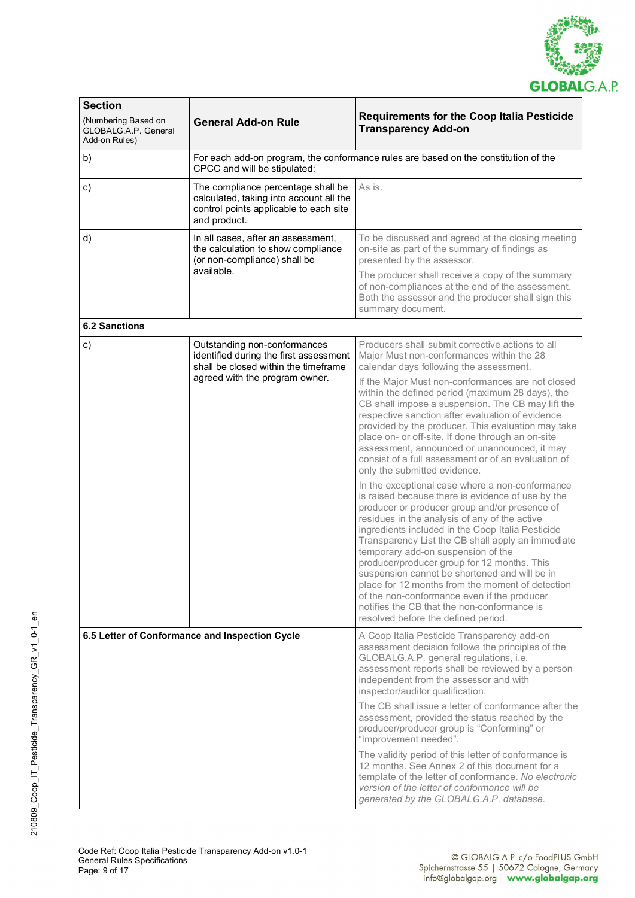| Section (Numbering Based on GLOBALG.A.P. General Add-on Rules) | General Add-on Rule | Requirements for the Coop Italia Pesticide Transparency Add-on |
|---|---|---|
| b) | For each add-on program, the conformance rules are based on the constitution of the CPCC and will be stipulated: | |
| c) | The compliance percentage shall be calculated, taking into account all the control points applicable to each site and product. | As is. |
| d) | In all cases, after an assessment, the calculation to show compliance (or non-compliance) shall be available. | To be discussed and agreed at the closing meeting on-site as part of the summary of findings as presented by the assessor.<br><br>The producer shall receive a copy of the summary of non-compliances at the end of the assessment. Both the assessor and the producer shall sign this summary document. |
| **6.2 Sanctions** | | |
| c) | Outstanding non-conformances identified during the first assessment shall be closed within the timeframe agreed with the program owner. | Producers shall submit corrective actions to all Major Must non-conformances within the 28 calendar days following the assessment.<br><br>If the Major Must non-conformances are not closed within the defined period (maximum 28 days), the CB shall impose a suspension. The CB may lift the respective sanction after evaluation of evidence provided by the producer. This evaluation may take place on- or off-site. If done through an on-site assessment, announced or unannounced, it may consist of a full assessment or of an evaluation of only the submitted evidence.<br><br>In the exceptional case where a non-conformance is raised because there is evidence of use by the producer or producer group and/or presence of residues in the analysis of any of the active ingredients included in the Coop Italia Pesticide Transparency List the CB shall apply an immediate temporary add-on suspension of the producer/producer group for 12 months. This suspension cannot be shortened and will be in place for 12 months from the moment of detection of the non-conformance even if the producer notifies the CB that the non-conformance is resolved before the defined period. |
| **6.5 Letter of Conformance and Inspection Cycle** | | A Coop Italia Pesticide Transparency add-on assessment decision follows the principles of the GLOBALG.A.P. general regulations, i.e. assessment reports shall be reviewed by a person independent from the assessor and with inspector/auditor qualification.<br><br>The CB shall issue a letter of conformance after the assessment, provided the status reached by the producer/producer group is "Conforming" or "Improvement needed".<br><br>The validity period of this letter of conformance is 12 months. See Annex 2 of this document for a template of the letter of conformance. *No electronic version of the letter of conformance will be generated by the GLOBALG.A.P. database.* |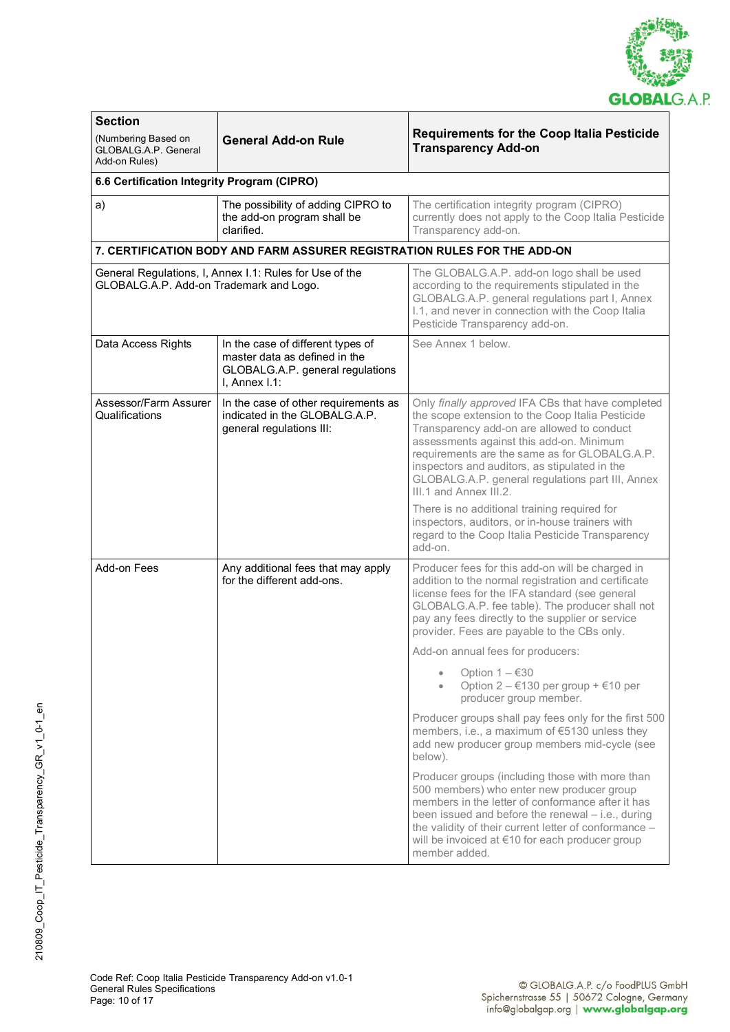| **Section** (Numbering Based on GLOBALG.A.P. General Add-on Rules) | **General Add-on Rule** | **Requirements for the Coop Italia Pesticide Transparency Add-on** |
|---|---|---|
| **6.6 Certification Integrity Program (CIPRO)** | | |
| a) | The possibility of adding CIPRO to the add-on program shall be clarified. | The certification integrity program (CIPRO) currently does not apply to the Coop Italia Pesticide Transparency add-on. |
| **7. CERTIFICATION BODY AND FARM ASSURER REGISTRATION RULES FOR THE ADD-ON** | | |
| General Regulations, I, Annex I.1: Rules for Use of the GLOBALG.A.P. Add-on Trademark and Logo. | | The GLOBALG.A.P. add-on logo shall be used according to the requirements stipulated in the GLOBALG.A.P. general regulations part I, Annex I.1, and never in connection with the Coop Italia Pesticide Transparency add-on. |
| Data Access Rights | In the case of different types of master data as defined in the GLOBALG.A.P. general regulations I, Annex I.1: | See Annex 1 below. |
| Assessor/Farm Assurer Qualifications | In the case of other requirements as indicated in the GLOBALG.A.P. general regulations III: | Only *finally approved* IFA CBs that have completed the scope extension to the Coop Italia Pesticide Transparency add-on are allowed to conduct assessments against this add-on. Minimum requirements are the same as for GLOBALG.A.P. inspectors and auditors, as stipulated in the GLOBALG.A.P. general regulations part III, Annex III.1 and Annex III.2.<br><br>There is no additional training required for inspectors, auditors, or in-house trainers with regard to the Coop Italia Pesticide Transparency add-on. |
| Add-on Fees | Any additional fees that may apply for the different add-ons. | Producer fees for this add-on will be charged in addition to the normal registration and certificate license fees for the IFA standard (see general GLOBALG.A.P. fee table). The producer shall not pay any fees directly to the supplier or service provider. Fees are payable to the CBs only.<br><br>Add-on annual fees for producers:<br><br>• Option 1 – €30<br>• Option 2 – €130 per group + €10 per producer group member.<br><br>Producer groups shall pay fees only for the first 500 members, i.e., a maximum of €5130 unless they add new producer group members mid-cycle (see below).<br><br>Producer groups (including those with more than 500 members) who enter new producer group members in the letter of conformance after it has been issued and before the renewal – i.e., during the validity of their current letter of conformance – will be invoiced at €10 for each producer group member added. |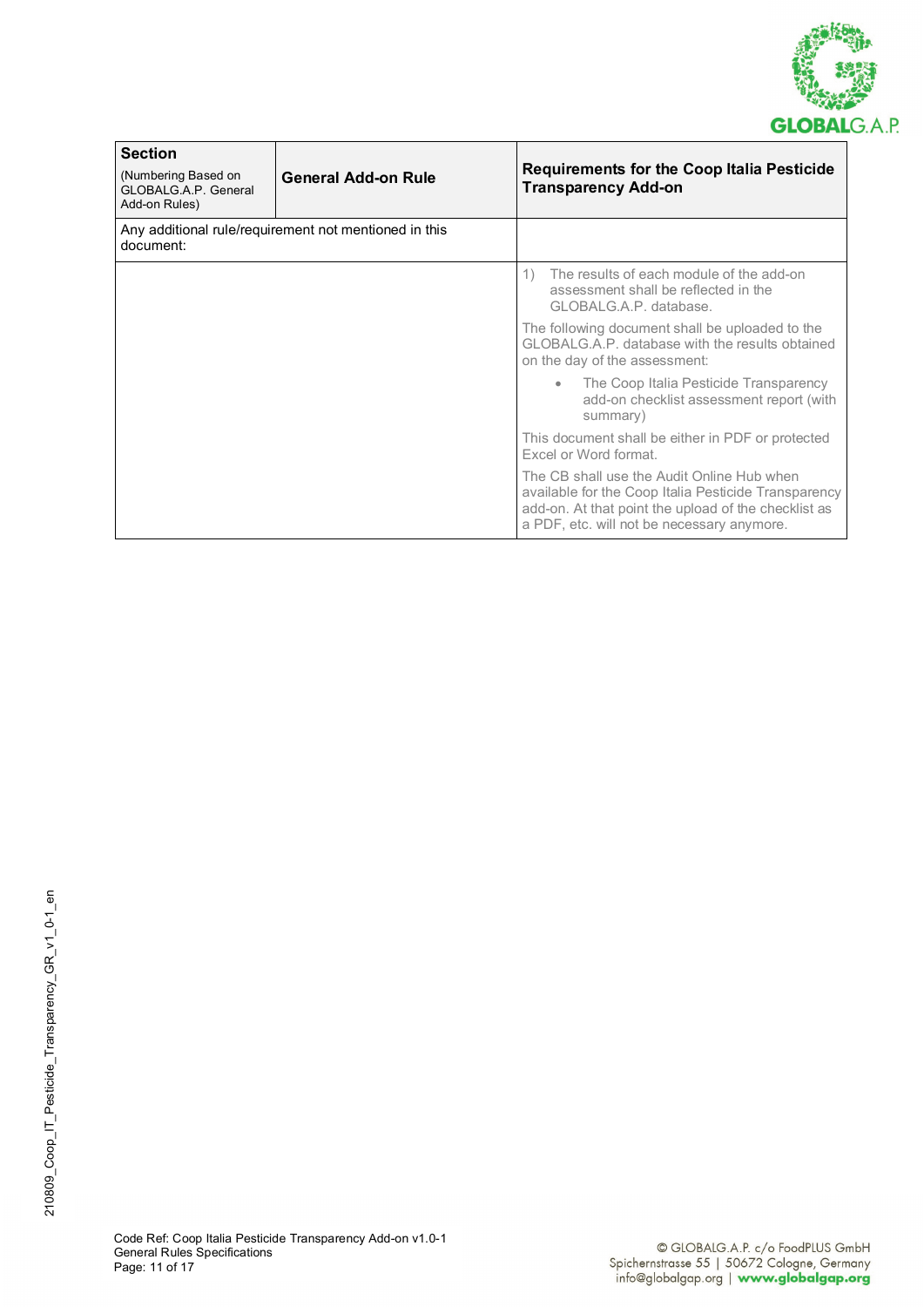| **Section** (Numbering Based on GLOBALG.A.P. General Add-on Rules) | **General Add-on Rule** | **Requirements for the Coop Italia Pesticide Transparency Add-on** |
|---|---|---|
| Any additional rule/requirement not mentioned in this document: | | |
| | | 1) The results of each module of the add-on assessment shall be reflected in the GLOBALG.A.P. database.<br><br>The following document shall be uploaded to the GLOBALG.A.P. database with the results obtained on the day of the assessment:<br><br>• The Coop Italia Pesticide Transparency add-on checklist assessment report (with summary)<br><br>This document shall be either in PDF or protected Excel or Word format.<br><br>The CB shall use the Audit Online Hub when available for the Coop Italia Pesticide Transparency add-on. At that point the upload of the checklist as a PDF, etc. will not be necessary anymore. |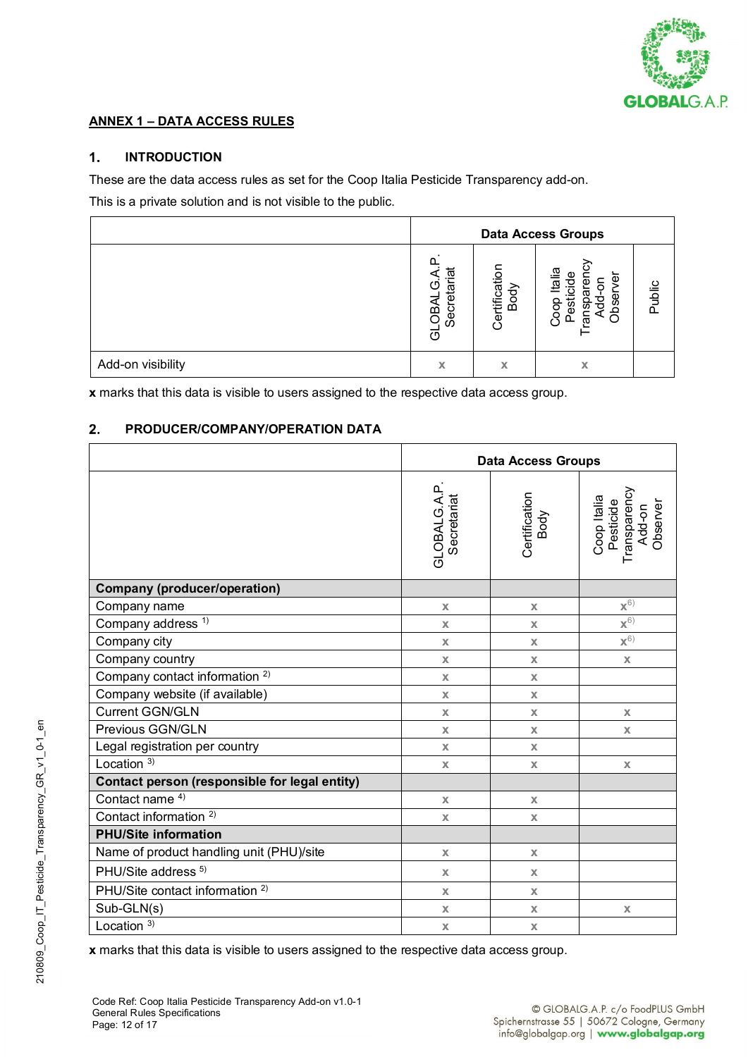## ANNEX 1 – DATA ACCESS RULES

### 1. INTRODUCTION

These are the data access rules as set for the Coop Italia Pesticide Transparency add-on.

This is a private solution and is not visible to the public.

| | Data Access Groups | | | |
|---|---|---|---|---|
| | GLOBALG.A.P. Secretariat | Certification Body | Coop Italia Pesticide Transparency Add-on Observer | Public |
| Add-on visibility | x | x | x | |

**x** marks that this data is visible to users assigned to the respective data access group.

### 2. PRODUCER/COMPANY/OPERATION DATA

| | Data Access Groups | | |
|---|---|---|---|
| | GLOBALG.A.P. Secretariat | Certification Body | Coop Italia Pesticide Transparency Add-on Observer |
| **Company (producer/operation)** | | | |
| Company name | x | x | x[6)] |
| Company address [1)] | x | x | x[6)] |
| Company city | x | x | x[6)] |
| Company country | x | x | x |
| Company contact information [2)] | x | x | |
| Company website (if available) | x | x | |
| Current GGN/GLN | x | x | x |
| Previous GGN/GLN | x | x | x |
| Legal registration per country | x | x | |
| Location [3)] | x | x | x |
| **Contact person (responsible for legal entity)** | | | |
| Contact name [4)] | x | x | |
| Contact information [2)] | x | x | |
| **PHU/Site information** | | | |
| Name of product handling unit (PHU)/site | x | x | |
| PHU/Site address [5)] | x | x | |
| PHU/Site contact information [2)] | x | x | |
| Sub-GLN(s) | x | x | x |
| Location [3)] | x | x | |

**x** marks that this data is visible to users assigned to the respective data access group.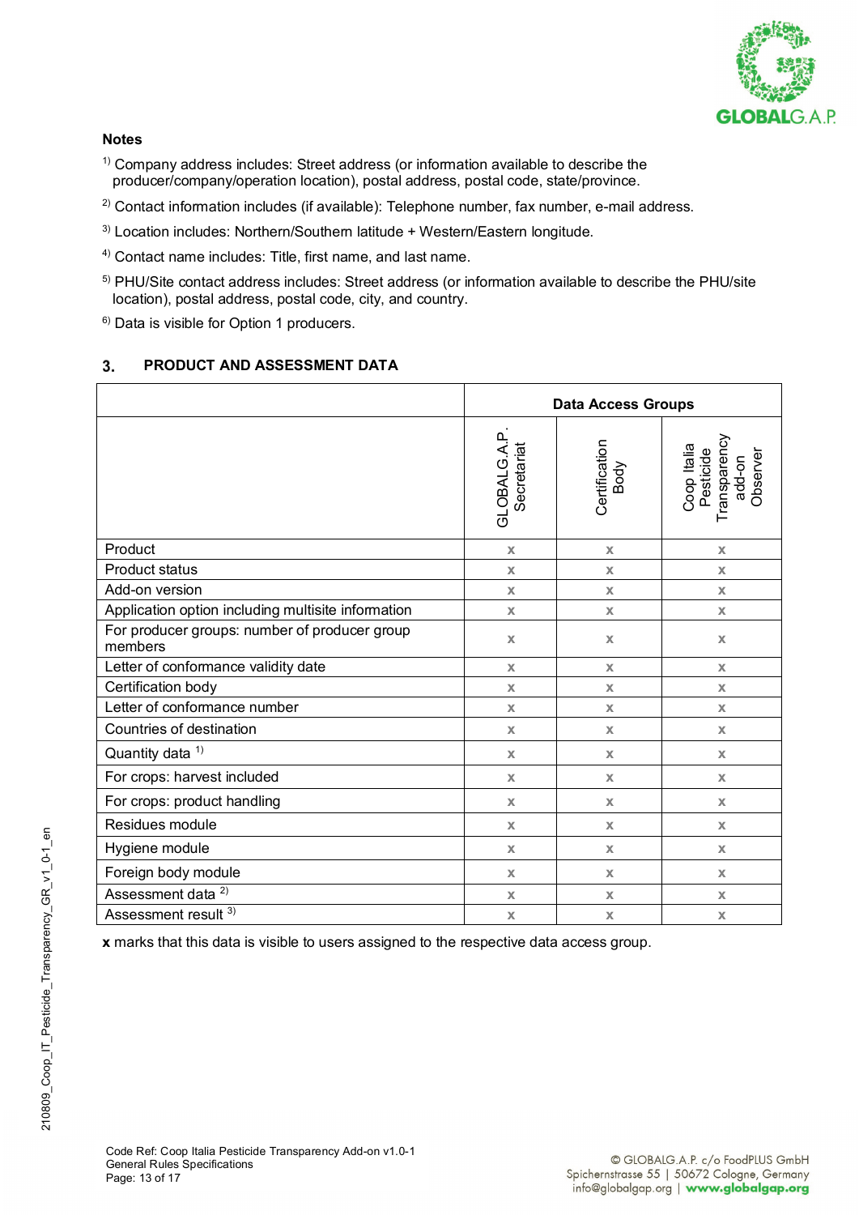**Notes**

[1] Company address includes: Street address (or information available to describe the producer/company/operation location), postal address, postal code, state/province.

[2] Contact information includes (if available): Telephone number, fax number, e-mail address.

[3] Location includes: Northern/Southern latitude + Western/Eastern longitude.

[4] Contact name includes: Title, first name, and last name.

[5] PHU/Site contact address includes: Street address (or information available to describe the PHU/site location), postal address, postal code, city, and country.

[6] Data is visible for Option 1 producers.

## 3. PRODUCT AND ASSESSMENT DATA

| | Data Access Groups | | |
|---|---|---|---|
| | GLOBALG.A.P. Secretariat | Certification Body | Coop Italia Pesticide Transparency add-on Observer |
| Product | x | x | x |
| Product status | x | x | x |
| Add-on version | x | x | x |
| Application option including multisite information | x | x | x |
| For producer groups: number of producer group members | x | x | x |
| Letter of conformance validity date | x | x | x |
| Certification body | x | x | x |
| Letter of conformance number | x | x | x |
| Countries of destination | x | x | x |
| Quantity data [1] | x | x | x |
| For crops: harvest included | x | x | x |
| For crops: product handling | x | x | x |
| Residues module | x | x | x |
| Hygiene module | x | x | x |
| Foreign body module | x | x | x |
| Assessment data [2] | x | x | x |
| Assessment result [3] | x | x | x |

**x** marks that this data is visible to users assigned to the respective data access group.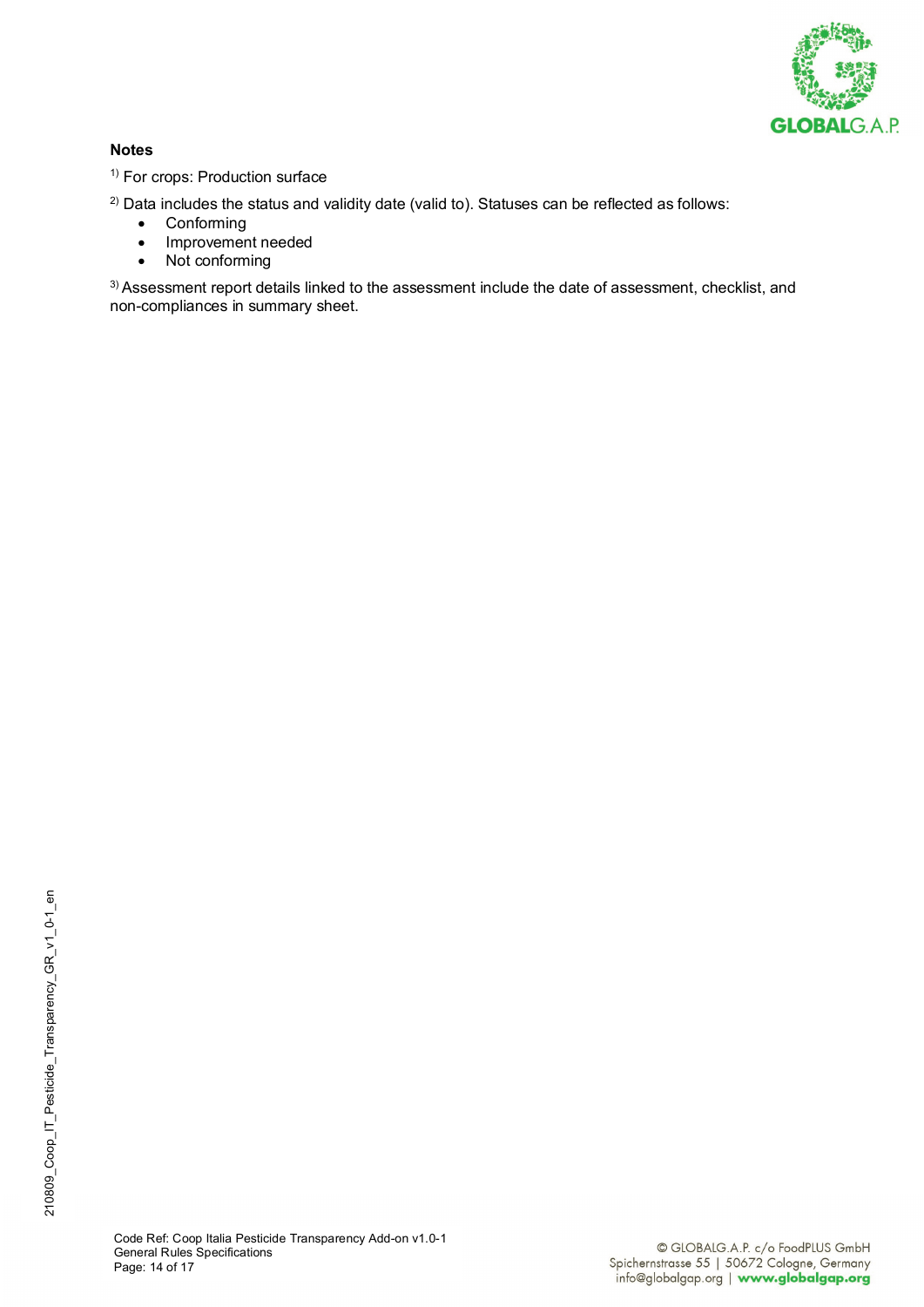**Notes**

[1)] For crops: Production surface

[2)] Data includes the status and validity date (valid to). Statuses can be reflected as follows:

- Conforming
- Improvement needed
- Not conforming

[3)] Assessment report details linked to the assessment include the date of assessment, checklist, and non-compliances in summary sheet.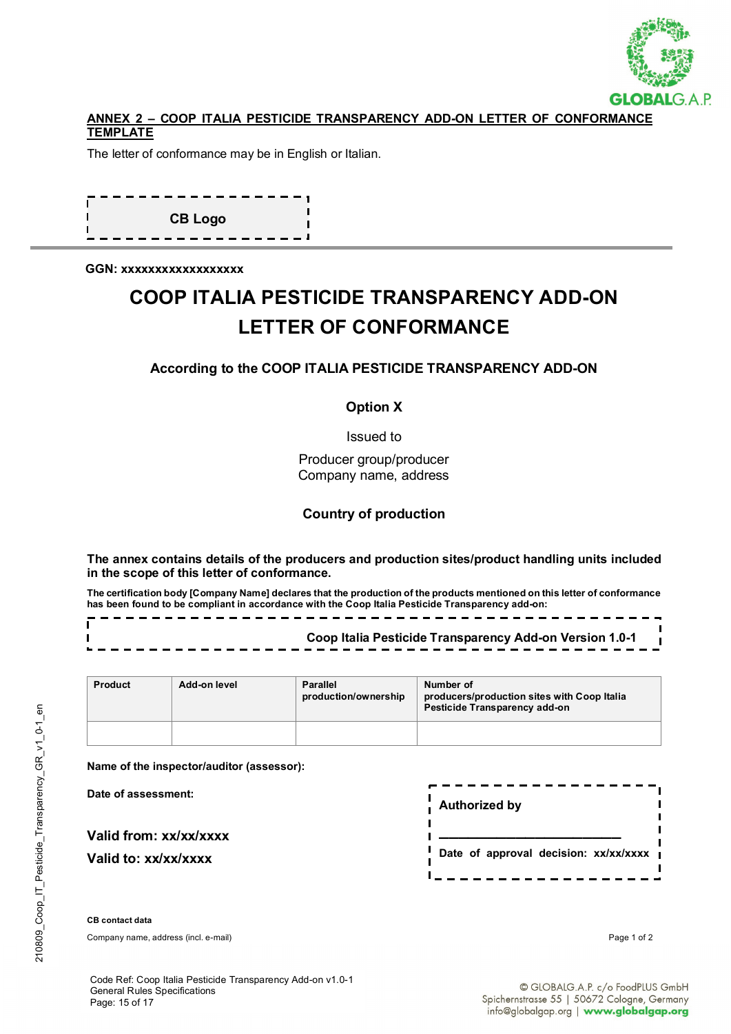## ANNEX 2 – COOP ITALIA PESTICIDE TRANSPARENCY ADD-ON LETTER OF CONFORMANCE TEMPLATE

The letter of conformance may be in English or Italian.

**CB Logo**

**GGN: xxxxxxxxxxxxxxxxxx**

# COOP ITALIA PESTICIDE TRANSPARENCY ADD-ON LETTER OF CONFORMANCE

**According to the COOP ITALIA PESTICIDE TRANSPARENCY ADD-ON**

**Option X**

Issued to

Producer group/producer
Company name, address

**Country of production**

**The annex contains details of the producers and production sites/product handling units included in the scope of this letter of conformance.**

**The certification body [Company Name] declares that the production of the products mentioned on this letter of conformance has been found to be compliant in accordance with the Coop Italia Pesticide Transparency add-on:**

**Coop Italia Pesticide Transparency Add-on Version 1.0-1**

| Product | Add-on level | Parallel production/ownership | Number of producers/production sites with Coop Italia Pesticide Transparency add-on |
|---|---|---|---|
| | | | |

**Name of the inspector/auditor (assessor):**

**Date of assessment:**

**Valid from: xx/xx/xxxx**

**Valid to: xx/xx/xxxx**

**Authorized by**

\_\_\_\_\_\_\_\_\_\_\_\_\_\_\_\_\_\_\_\_\_\_\_\_

**Date of approval decision: xx/xx/xxxx**

**CB contact data**

Company name, address (incl. e-mail)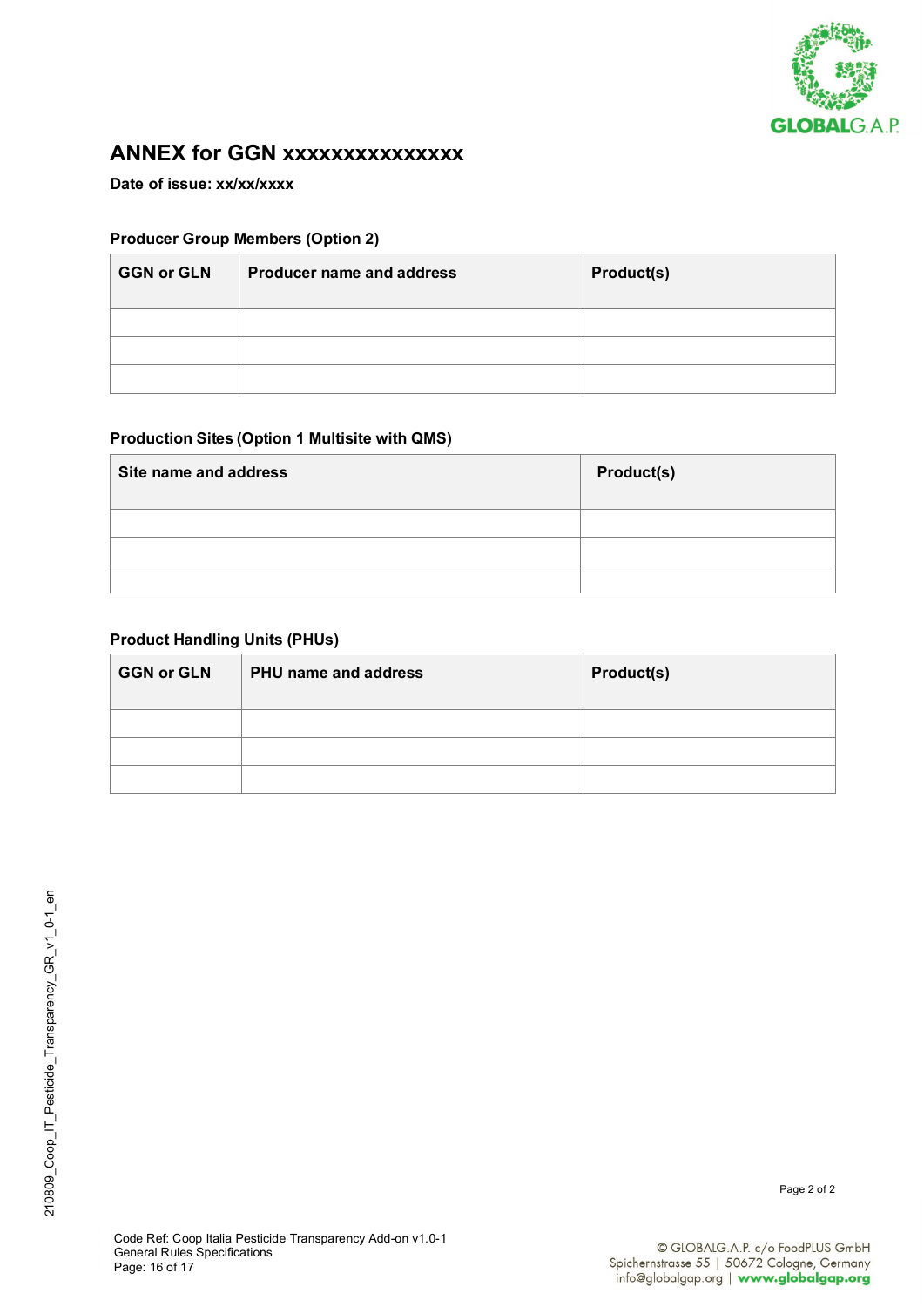# ANNEX for GGN xxxxxxxxxxxxxxx

**Date of issue: xx/xx/xxxx**

### Producer Group Members (Option 2)

| GGN or GLN | Producer name and address | Product(s) |
|---|---|---|
| | | |
| | | |
| | | |

### Production Sites (Option 1 Multisite with QMS)

| Site name and address | Product(s) |
|---|---|
| | |
| | |
| | |

### Product Handling Units (PHUs)

| GGN or GLN | PHU name and address | Product(s) |
|---|---|---|
| | | |
| | | |
| | | |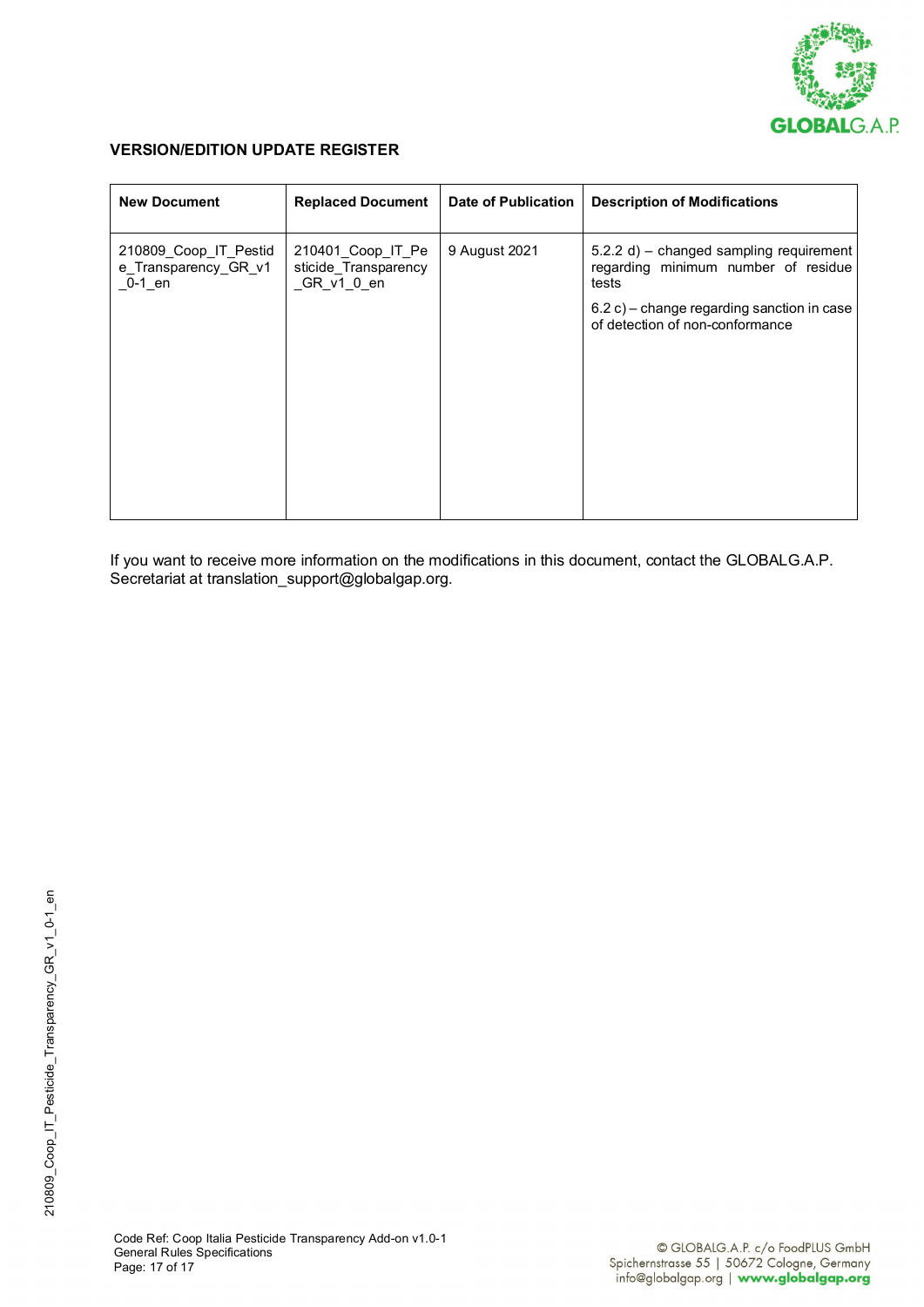**VERSION/EDITION UPDATE REGISTER**

| New Document | Replaced Document | Date of Publication | Description of Modifications |
| --- | --- | --- | --- |
| 210809_Coop_IT_Pestide_Transparency_GR_v1_0-1_en | 210401_Coop_IT_Pesticide_Transparency_GR_v1_0_en | 9 August 2021 | 5.2.2 d) – changed sampling requirement regarding minimum number of residue tests<br>6.2 c) – change regarding sanction in case of detection of non-conformance |

If you want to receive more information on the modifications in this document, contact the GLOBALG.A.P. Secretariat at translation_support@globalgap.org.